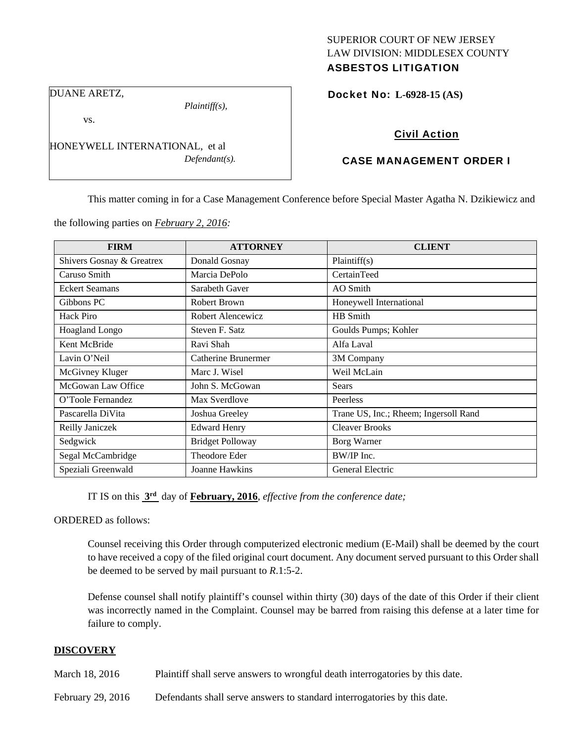SUPERIOR COURT OF NEW JERSEY
LAW DIVISION: MIDDLESEX COUNTY
**ASBESTOS LITIGATION**

DUANE ARETZ,
*Plaintiff(s),*

vs.

HONEYWELL INTERNATIONAL, et al
*Defendant(s).*

**Docket No: L-6928-15 (AS)**

**Civil Action**

**CASE MANAGEMENT ORDER I**

This matter coming in for a Case Management Conference before Special Master Agatha N. Dzikiewicz and the following parties on ***February 2, 2016:***

| FIRM | ATTORNEY | CLIENT |
|---|---|---|
| Shivers Gosnay & Greatrex | Donald Gosnay | Plaintiff(s) |
| Caruso Smith | Marcia DePolo | CertainTeed |
| Eckert Seamans | Sarabeth Gaver | AO Smith |
| Gibbons PC | Robert Brown | Honeywell International |
| Hack Piro | Robert Alencewicz | HB Smith |
| Hoagland Longo | Steven F. Satz | Goulds Pumps; Kohler |
| Kent McBride | Ravi Shah | Alfa Laval |
| Lavin O'Neil | Catherine Brunermer | 3M Company |
| McGivney Kluger | Marc J. Wisel | Weil McLain |
| McGowan Law Office | John S. McGowan | Sears |
| O'Toole Fernandez | Max Sverdlove | Peerless |
| Pascarella DiVita | Joshua Greeley | Trane US, Inc.; Rheem; Ingersoll Rand |
| Reilly Janiczek | Edward Henry | Cleaver Brooks |
| Sedgwick | Bridget Polloway | Borg Warner |
| Segal McCambridge | Theodore Eder | BW/IP Inc. |
| Speziali Greenwald | Joanne Hawkins | General Electric |

IT IS on this **3rd** day of **February, 2016**, *effective from the conference date;*

ORDERED as follows:

Counsel receiving this Order through computerized electronic medium (E-Mail) shall be deemed by the court to have received a copy of the filed original court document. Any document served pursuant to this Order shall be deemed to be served by mail pursuant to *R*.1:5-2.

Defense counsel shall notify plaintiff's counsel within thirty (30) days of the date of this Order if their client was incorrectly named in the Complaint. Counsel may be barred from raising this defense at a later time for failure to comply.

## DISCOVERY

March 18, 2016 Plaintiff shall serve answers to wrongful death interrogatories by this date.

February 29, 2016 Defendants shall serve answers to standard interrogatories by this date.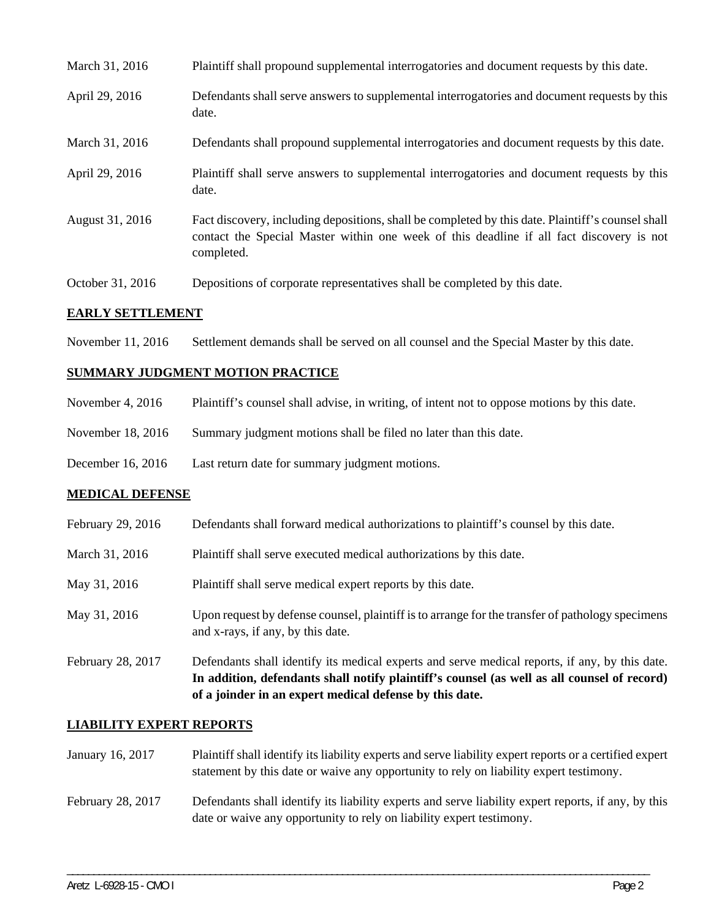| | |
|---|---|
| March 31, 2016 | Plaintiff shall propound supplemental interrogatories and document requests by this date. |
| April 29, 2016 | Defendants shall serve answers to supplemental interrogatories and document requests by this date. |
| March 31, 2016 | Defendants shall propound supplemental interrogatories and document requests by this date. |
| April 29, 2016 | Plaintiff shall serve answers to supplemental interrogatories and document requests by this date. |
| August 31, 2016 | Fact discovery, including depositions, shall be completed by this date. Plaintiff's counsel shall contact the Special Master within one week of this deadline if all fact discovery is not completed. |
| October 31, 2016 | Depositions of corporate representatives shall be completed by this date. |

## EARLY SETTLEMENT

| | |
|---|---|
| November 11, 2016 | Settlement demands shall be served on all counsel and the Special Master by this date. |

## SUMMARY JUDGMENT MOTION PRACTICE

| | |
|---|---|
| November 4, 2016 | Plaintiff's counsel shall advise, in writing, of intent not to oppose motions by this date. |
| November 18, 2016 | Summary judgment motions shall be filed no later than this date. |
| December 16, 2016 | Last return date for summary judgment motions. |

## MEDICAL DEFENSE

| | |
|---|---|
| February 29, 2016 | Defendants shall forward medical authorizations to plaintiff's counsel by this date. |
| March 31, 2016 | Plaintiff shall serve executed medical authorizations by this date. |
| May 31, 2016 | Plaintiff shall serve medical expert reports by this date. |
| May 31, 2016 | Upon request by defense counsel, plaintiff is to arrange for the transfer of pathology specimens and x-rays, if any, by this date. |
| February 28, 2017 | Defendants shall identify its medical experts and serve medical reports, if any, by this date. **In addition, defendants shall notify plaintiff's counsel (as well as all counsel of record) of a joinder in an expert medical defense by this date.** |

## LIABILITY EXPERT REPORTS

| | |
|---|---|
| January 16, 2017 | Plaintiff shall identify its liability experts and serve liability expert reports or a certified expert statement by this date or waive any opportunity to rely on liability expert testimony. |
| February 28, 2017 | Defendants shall identify its liability experts and serve liability expert reports, if any, by this date or waive any opportunity to rely on liability expert testimony. |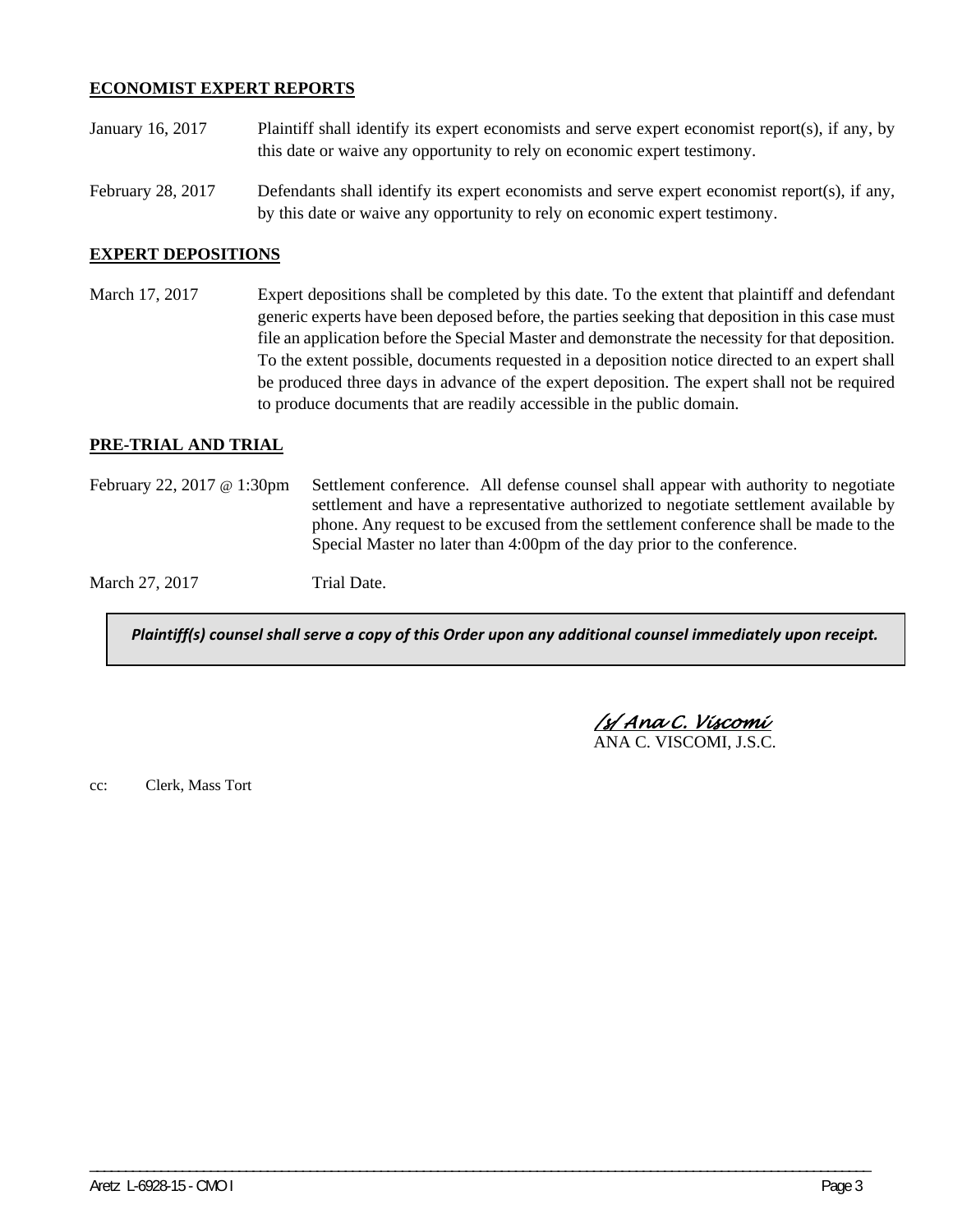**ECONOMIST EXPERT REPORTS**

| | |
|---|---|
| January 16, 2017 | Plaintiff shall identify its expert economists and serve expert economist report(s), if any, by this date or waive any opportunity to rely on economic expert testimony. |
| February 28, 2017 | Defendants shall identify its expert economists and serve expert economist report(s), if any, by this date or waive any opportunity to rely on economic expert testimony. |

**EXPERT DEPOSITIONS**

| | |
|---|---|
| March 17, 2017 | Expert depositions shall be completed by this date. To the extent that plaintiff and defendant generic experts have been deposed before, the parties seeking that deposition in this case must file an application before the Special Master and demonstrate the necessity for that deposition. To the extent possible, documents requested in a deposition notice directed to an expert shall be produced three days in advance of the expert deposition. The expert shall not be required to produce documents that are readily accessible in the public domain. |

**PRE-TRIAL AND TRIAL**

| | |
|---|---|
| February 22, 2017 @ 1:30pm | Settlement conference. All defense counsel shall appear with authority to negotiate settlement and have a representative authorized to negotiate settlement available by phone. Any request to be excused from the settlement conference shall be made to the Special Master no later than 4:00pm of the day prior to the conference. |
| March 27, 2017 | Trial Date. |

***Plaintiff(s) counsel shall serve a copy of this Order upon any additional counsel immediately upon receipt.***

/s/ Ana C. Viscomi
ANA C. VISCOMI, J.S.C.

cc: Clerk, Mass Tort